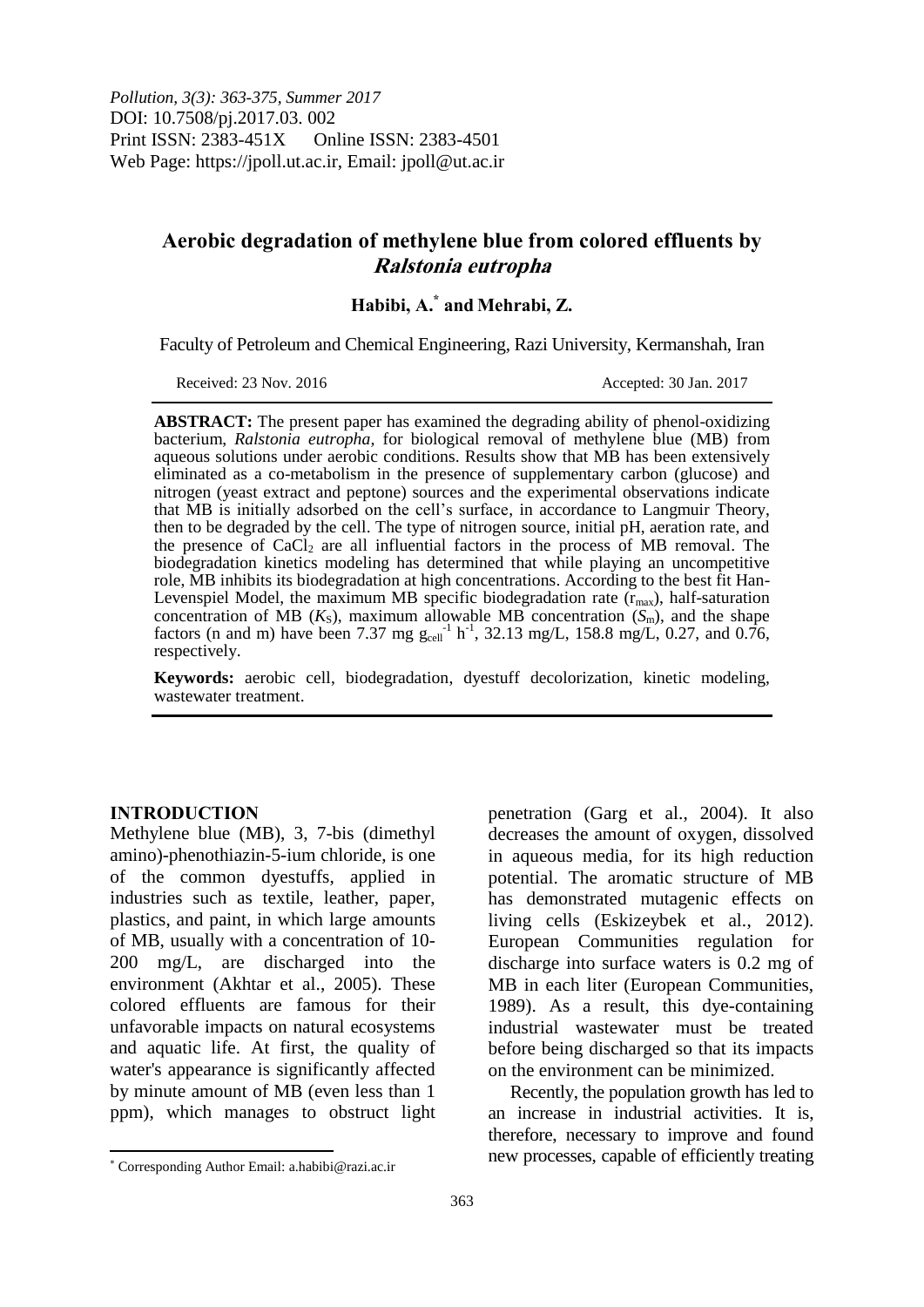*Pollution, 3(3): 363-375, Summer 2017*
DOI: 10.7508/pj.2017.03. 002
Print ISSN: 2383-451X Online ISSN: 2383-4501
Web Page: https://jpoll.ut.ac.ir, Email: jpoll@ut.ac.ir

# Aerobic degradation of methylene blue from colored effluents by *Ralstonia eutropha*

**Habibi, A.[*] and Mehrabi, Z.**

Faculty of Petroleum and Chemical Engineering, Razi University, Kermanshah, Iran

Received: 23 Nov. 2016 Accepted: 30 Jan. 2017

**ABSTRACT:** The present paper has examined the degrading ability of phenol-oxidizing bacterium, *Ralstonia eutropha,* for biological removal of methylene blue (MB) from aqueous solutions under aerobic conditions. Results show that MB has been extensively eliminated as a co-metabolism in the presence of supplementary carbon (glucose) and nitrogen (yeast extract and peptone) sources and the experimental observations indicate that MB is initially adsorbed on the cell's surface, in accordance to Langmuir Theory, then to be degraded by the cell. The type of nitrogen source, initial pH, aeration rate, and the presence of $CaCl_2$ are all influential factors in the process of MB removal. The biodegradation kinetics modeling has determined that while playing an uncompetitive role, MB inhibits its biodegradation at high concentrations. According to the best fit Han-Levenspiel Model, the maximum MB specific biodegradation rate ($r_{max}$), half-saturation concentration of MB ($K_S$), maximum allowable MB concentration ($S_m$), and the shape factors (n and m) have been 7.37 mg $g_{cell}^{-1}$ $h^{-1}$, 32.13 mg/L, 158.8 mg/L, 0.27, and 0.76, respectively.

**Keywords:** aerobic cell, biodegradation, dyestuff decolorization, kinetic modeling, wastewater treatment.

## INTRODUCTION

Methylene blue (MB), 3, 7-bis (dimethyl amino)-phenothiazin-5-ium chloride, is one of the common dyestuffs, applied in industries such as textile, leather, paper, plastics, and paint, in which large amounts of MB, usually with a concentration of 10-200 mg/L, are discharged into the environment (Akhtar et al., 2005). These colored effluents are famous for their unfavorable impacts on natural ecosystems and aquatic life. At first, the quality of water's appearance is significantly affected by minute amount of MB (even less than 1 ppm), which manages to obstruct light penetration (Garg et al., 2004). It also decreases the amount of oxygen, dissolved in aqueous media, for its high reduction potential. The aromatic structure of MB has demonstrated mutagenic effects on living cells (Eskizeybek et al., 2012). European Communities regulation for discharge into surface waters is 0.2 mg of MB in each liter (European Communities, 1989). As a result, this dye-containing industrial wastewater must be treated before being discharged so that its impacts on the environment can be minimized.

Recently, the population growth has led to an increase in industrial activities. It is, therefore, necessary to improve and found new processes, capable of efficiently treating

[*] Corresponding Author Email: a.habibi@razi.ac.ir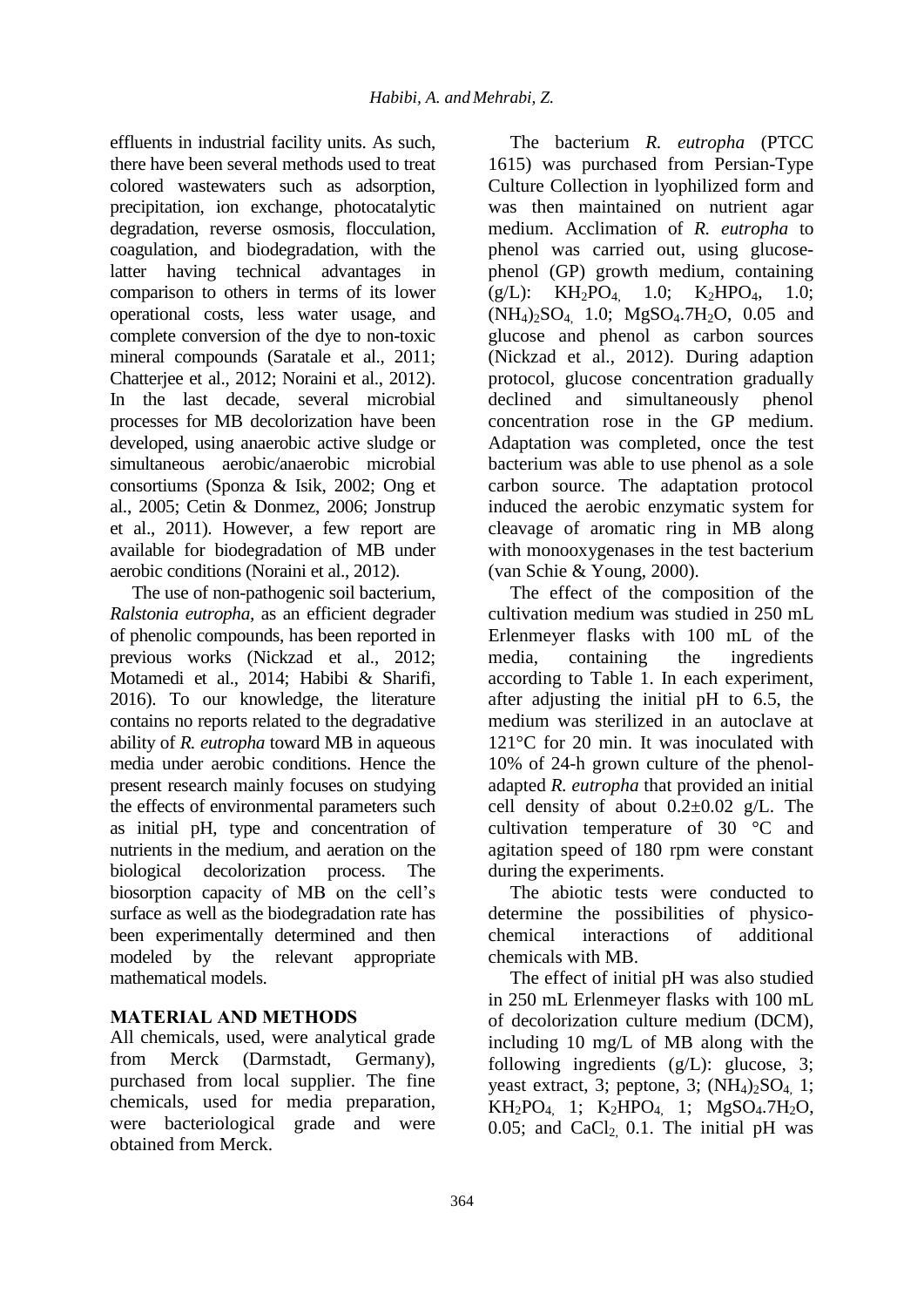effluents in industrial facility units. As such, there have been several methods used to treat colored wastewaters such as adsorption, precipitation, ion exchange, photocatalytic degradation, reverse osmosis, flocculation, coagulation, and biodegradation, with the latter having technical advantages in comparison to others in terms of its lower operational costs, less water usage, and complete conversion of the dye to non-toxic mineral compounds (Saratale et al., 2011; Chatterjee et al., 2012; Noraini et al., 2012). In the last decade, several microbial processes for MB decolorization have been developed, using anaerobic active sludge or simultaneous aerobic/anaerobic microbial consortiums (Sponza & Isik, 2002; Ong et al., 2005; Cetin & Donmez, 2006; Jonstrup et al., 2011). However, a few report are available for biodegradation of MB under aerobic conditions (Noraini et al., 2012).

The use of non-pathogenic soil bacterium, *Ralstonia eutropha,* as an efficient degrader of phenolic compounds, has been reported in previous works (Nickzad et al., 2012; Motamedi et al., 2014; Habibi & Sharifi, 2016). To our knowledge, the literature contains no reports related to the degradative ability of *R. eutropha* toward MB in aqueous media under aerobic conditions. Hence the present research mainly focuses on studying the effects of environmental parameters such as initial pH, type and concentration of nutrients in the medium, and aeration on the biological decolorization process. The biosorption capacity of MB on the cell's surface as well as the biodegradation rate has been experimentally determined and then modeled by the relevant appropriate mathematical models.

## MATERIAL AND METHODS

All chemicals, used, were analytical grade from Merck (Darmstadt, Germany), purchased from local supplier. The fine chemicals, used for media preparation, were bacteriological grade and were obtained from Merck.

The bacterium *R. eutropha* (PTCC 1615) was purchased from Persian-Type Culture Collection in lyophilized form and was then maintained on nutrient agar medium. Acclimation of *R. eutropha* to phenol was carried out, using glucose-phenol (GP) growth medium, containing (g/L): $KH_2PO_4$, 1.0; $K_2HPO_4$, 1.0; $(NH_4)_2SO_4$, 1.0; $MgSO_4.7H_2O$, 0.05 and glucose and phenol as carbon sources (Nickzad et al., 2012). During adaption protocol, glucose concentration gradually declined and simultaneously phenol concentration rose in the GP medium. Adaptation was completed, once the test bacterium was able to use phenol as a sole carbon source. The adaptation protocol induced the aerobic enzymatic system for cleavage of aromatic ring in MB along with monooxygenases in the test bacterium (van Schie & Young, 2000).

The effect of the composition of the cultivation medium was studied in 250 mL Erlenmeyer flasks with 100 mL of the media, containing the ingredients according to Table 1. In each experiment, after adjusting the initial pH to 6.5, the medium was sterilized in an autoclave at 121°C for 20 min. It was inoculated with 10% of 24-h grown culture of the phenol-adapted *R. eutropha* that provided an initial cell density of about 0.2±0.02 g/L. The cultivation temperature of 30 °C and agitation speed of 180 rpm were constant during the experiments.

The abiotic tests were conducted to determine the possibilities of physico-chemical interactions of additional chemicals with MB.

The effect of initial pH was also studied in 250 mL Erlenmeyer flasks with 100 mL of decolorization culture medium (DCM), including 10 mg/L of MB along with the following ingredients (g/L): glucose, 3; yeast extract, 3; peptone, 3; $(NH_4)_2SO_4$, 1; $KH_2PO_4$, 1; $K_2HPO_4$, 1; $MgSO_4.7H_2O$, 0.05; and $CaCl_2$, 0.1. The initial pH was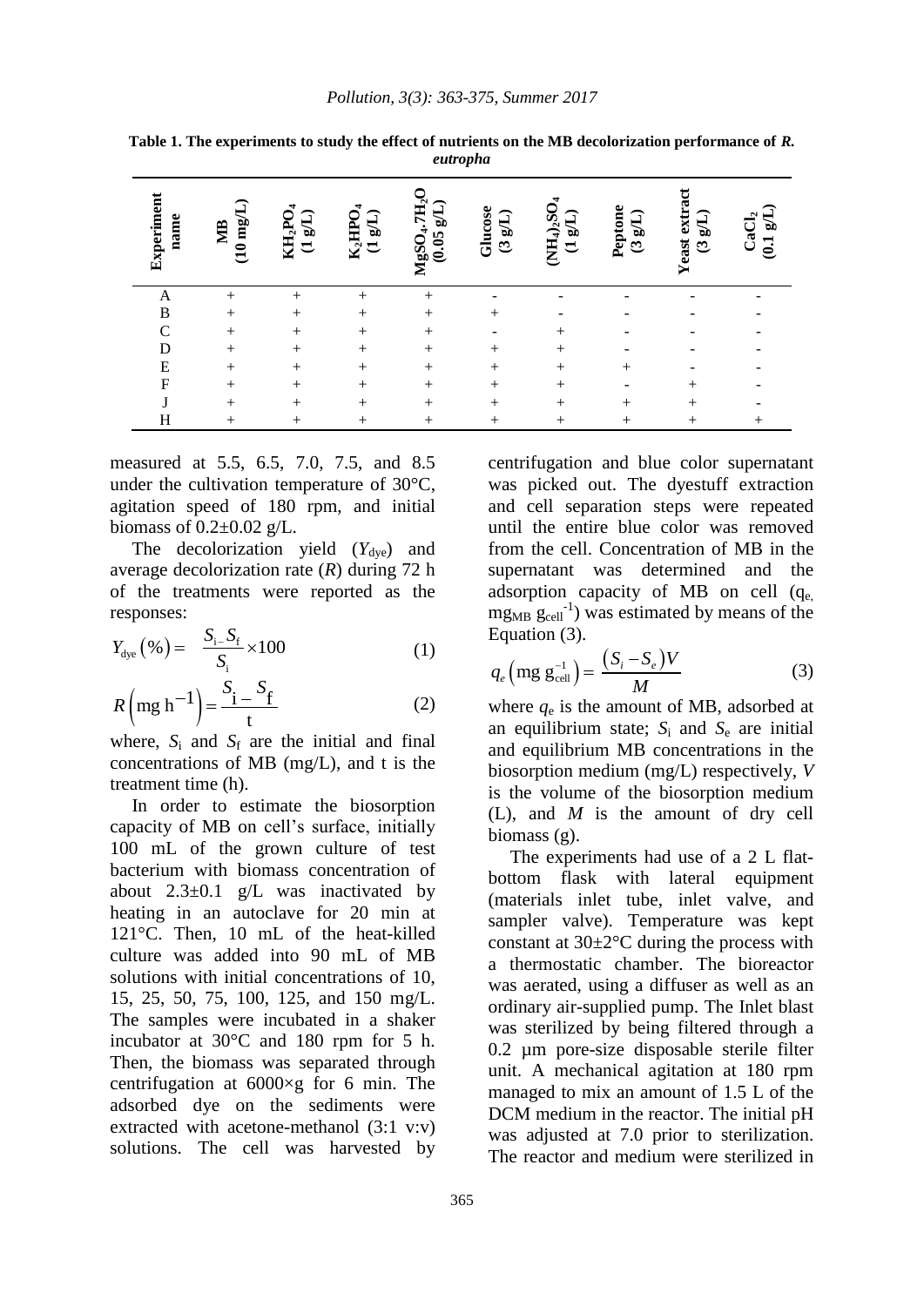**Table 1. The experiments to study the effect of nutrients on the MB decolorization performance of *R. eutropha***

| Experiment name | MB (10 mg/L) | $KH_2PO_4$ (1 g/L) | $K_2HPO_4$ (1 g/L) | $MgSO_4.7H_2O$ (0.05 g/L) | Glucose (3 g/L) | $(NH_4)_2SO_4$ (1 g/L) | Peptone (3 g/L) | Yeast extract (3 g/L) | $CaCl_2$ (0.1 g/L) |
|---|---|---|---|---|---|---|---|---|---|
| A | + | + | + | + | - | - | - | - | - |
| B | + | + | + | + | + | - | - | - | - |
| C | + | + | + | + | - | + | - | - | - |
| D | + | + | + | + | + | + | - | - | - |
| E | + | + | + | + | + | + | + | - | - |
| F | + | + | + | + | + | + | - | + | - |
| J | + | + | + | + | + | + | + | + | - |
| H | + | + | + | + | + | + | + | + | + |

measured at 5.5, 6.5, 7.0, 7.5, and 8.5 under the cultivation temperature of 30°C, agitation speed of 180 rpm, and initial biomass of 0.2±0.02 g/L.

The decolorization yield ($Y_{dye}$) and average decolorization rate ($R$) during 72 h of the treatments were reported as the responses:

$$Y_{dye}(\%) = \frac{S_i - S_f}{S_i} \times 100 \quad (1)$$

$$R\left(\text{mg h}^{-1}\right) = \frac{S_i - S_f}{t} \quad (2)$$

where, $S_i$ and $S_f$ are the initial and final concentrations of MB (mg/L), and t is the treatment time (h).

In order to estimate the biosorption capacity of MB on cell's surface, initially 100 mL of the grown culture of test bacterium with biomass concentration of about 2.3±0.1 g/L was inactivated by heating in an autoclave for 20 min at 121°C. Then, 10 mL of the heat-killed culture was added into 90 mL of MB solutions with initial concentrations of 10, 15, 25, 50, 75, 100, 125, and 150 mg/L. The samples were incubated in a shaker incubator at 30°C and 180 rpm for 5 h. Then, the biomass was separated through centrifugation at 6000×g for 6 min. The adsorbed dye on the sediments were extracted with acetone-methanol (3:1 v:v) solutions. The cell was harvested by centrifugation and blue color supernatant was picked out. The dyestuff extraction and cell separation steps were repeated until the entire blue color was removed from the cell. Concentration of MB in the supernatant was determined and the adsorption capacity of MB on cell ($q_e$, $mg_{MB}\ g_{cell}^{-1}$) was estimated by means of the Equation (3).

$$q_e\left(\text{mg g}_{\text{cell}}^{-1}\right) = \frac{(S_i - S_e)V}{M} \quad (3)$$

where $q_e$ is the amount of MB, adsorbed at an equilibrium state; $S_i$ and $S_e$ are initial and equilibrium MB concentrations in the biosorption medium (mg/L) respectively, $V$ is the volume of the biosorption medium (L), and $M$ is the amount of dry cell biomass (g).

The experiments had use of a 2 L flat-bottom flask with lateral equipment (materials inlet tube, inlet valve, and sampler valve). Temperature was kept constant at 30±2°C during the process with a thermostatic chamber. The bioreactor was aerated, using a diffuser as well as an ordinary air-supplied pump. The Inlet blast was sterilized by being filtered through a 0.2 µm pore-size disposable sterile filter unit. A mechanical agitation at 180 rpm managed to mix an amount of 1.5 L of the DCM medium in the reactor. The initial pH was adjusted at 7.0 prior to sterilization. The reactor and medium were sterilized in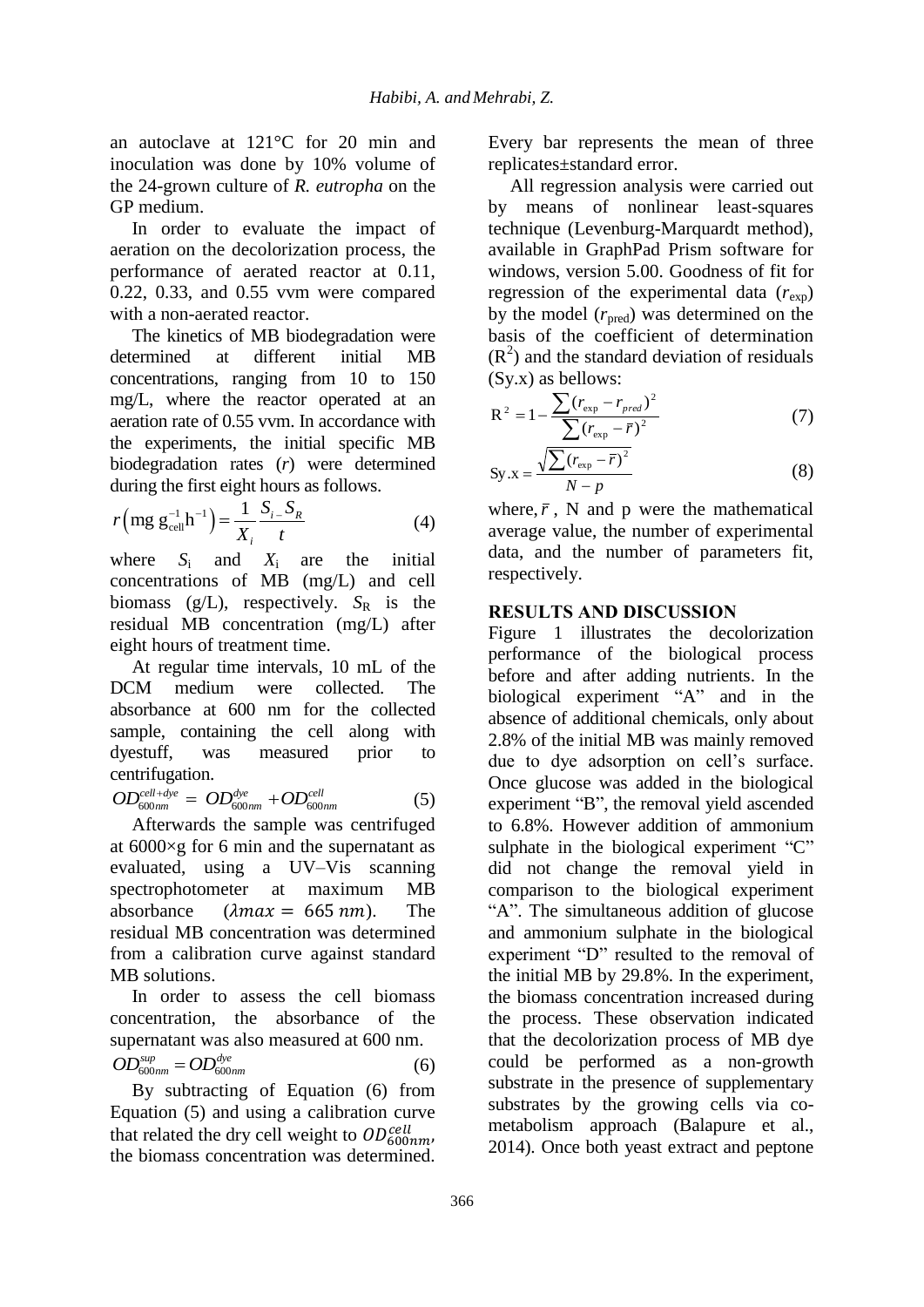an autoclave at 121°C for 20 min and inoculation was done by 10% volume of the 24-grown culture of *R. eutropha* on the GP medium.

In order to evaluate the impact of aeration on the decolorization process, the performance of aerated reactor at 0.11, 0.22, 0.33, and 0.55 vvm were compared with a non-aerated reactor.

The kinetics of MB biodegradation were determined at different initial MB concentrations, ranging from 10 to 150 mg/L, where the reactor operated at an aeration rate of 0.55 vvm. In accordance with the experiments, the initial specific MB biodegradation rates ($r$) were determined during the first eight hours as follows.

$$r\left(\text{mg g}_{\text{cell}}^{-1}\text{h}^{-1}\right)=\frac{1}{X_i}\frac{S_i - S_R}{t} \tag{4}$$

where $S_i$ and $X_i$ are the initial concentrations of MB (mg/L) and cell biomass (g/L), respectively. $S_R$ is the residual MB concentration (mg/L) after eight hours of treatment time.

At regular time intervals, 10 mL of the DCM medium were collected. The absorbance at 600 nm for the collected sample, containing the cell along with dyestuff, was measured prior to centrifugation.

$$OD_{600nm}^{cell+dye} = OD_{600nm}^{dye} + OD_{600nm}^{cell} \tag{5}$$

Afterwards the sample was centrifuged at 6000×g for 6 min and the supernatant as evaluated, using a UV–Vis scanning spectrophotometer at maximum MB absorbance ($\lambda max = 665\ nm$). The residual MB concentration was determined from a calibration curve against standard MB solutions.

In order to assess the cell biomass concentration, the absorbance of the supernatant was also measured at 600 nm.

$$OD_{600nm}^{sup} = OD_{600nm}^{dye} \tag{6}$$

By subtracting of Equation (6) from Equation (5) and using a calibration curve that related the dry cell weight to $OD_{600nm}^{cell}$, the biomass concentration was determined. Every bar represents the mean of three replicates±standard error.

All regression analysis were carried out by means of nonlinear least-squares technique (Levenburg-Marquardt method), available in GraphPad Prism software for windows, version 5.00. Goodness of fit for regression of the experimental data ($r_{\exp}$) by the model ($r_{\text{pred}}$) was determined on the basis of the coefficient of determination ($R^2$) and the standard deviation of residuals (Sy.x) as bellows:

$$R^2 = 1 - \frac{\sum (r_{\exp} - r_{pred})^2}{\sum (r_{\exp} - \bar{r})^2} \tag{7}$$

$$\text{Sy.x} = \frac{\sqrt{\sum (r_{\exp} - \bar{r})^2}}{N - p} \tag{8}$$

where, $\bar{r}$, N and p were the mathematical average value, the number of experimental data, and the number of parameters fit, respectively.

## RESULTS AND DISCUSSION

Figure 1 illustrates the decolorization performance of the biological process before and after adding nutrients. In the biological experiment "A" and in the absence of additional chemicals, only about 2.8% of the initial MB was mainly removed due to dye adsorption on cell's surface. Once glucose was added in the biological experiment "B", the removal yield ascended to 6.8%. However addition of ammonium sulphate in the biological experiment "C" did not change the removal yield in comparison to the biological experiment "A". The simultaneous addition of glucose and ammonium sulphate in the biological experiment "D" resulted to the removal of the initial MB by 29.8%. In the experiment, the biomass concentration increased during the process. These observation indicated that the decolorization process of MB dye could be performed as a non-growth substrate in the presence of supplementary substrates by the growing cells via co-metabolism approach (Balapure et al., 2014). Once both yeast extract and peptone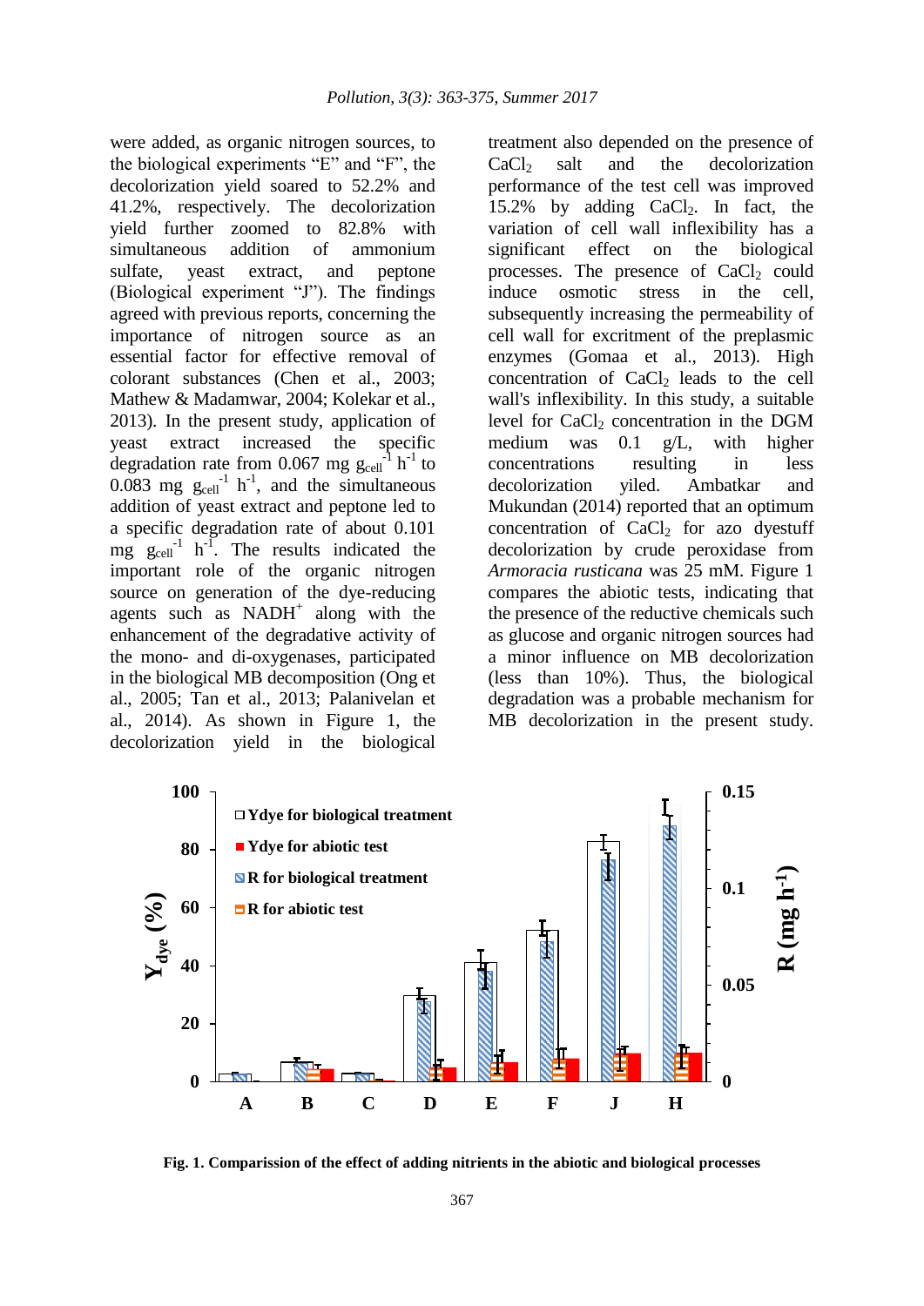were added, as organic nitrogen sources, to the biological experiments "E" and "F", the decolorization yield soared to 52.2% and 41.2%, respectively. The decolorization yield further zoomed to 82.8% with simultaneous addition of ammonium sulfate, yeast extract, and peptone (Biological experiment "J"). The findings agreed with previous reports, concerning the importance of nitrogen source as an essential factor for effective removal of colorant substances (Chen et al., 2003; Mathew & Madamwar, 2004; Kolekar et al., 2013). In the present study, application of yeast extract increased the specific degradation rate from 0.067 mg $g_{cell}^{-1}$ $h^{-1}$ to 0.083 mg $g_{cell}^{-1}$ $h^{-1}$, and the simultaneous addition of yeast extract and peptone led to a specific degradation rate of about 0.101 mg $g_{cell}^{-1}$ $h^{-1}$. The results indicated the important role of the organic nitrogen source on generation of the dye-reducing agents such as $NADH^{+}$ along with the enhancement of the degradative activity of the mono- and di-oxygenases, participated in the biological MB decomposition (Ong et al., 2005; Tan et al., 2013; Palanivelan et al., 2014). As shown in Figure 1, the decolorization yield in the biological treatment also depended on the presence of $CaCl_2$ salt and the decolorization performance of the test cell was improved 15.2% by adding $CaCl_2$. In fact, the variation of cell wall inflexibility has a significant effect on the biological processes. The presence of $CaCl_2$ could induce osmotic stress in the cell, subsequently increasing the permeability of cell wall for excritment of the preplasmic enzymes (Gomaa et al., 2013). High concentration of $CaCl_2$ leads to the cell wall's inflexibility. In this study, a suitable level for $CaCl_2$ concentration in the DGM medium was 0.1 g/L, with higher concentrations resulting in less decolorization yiled. Ambatkar and Mukundan (2014) reported that an optimum concentration of $CaCl_2$ for azo dyestuff decolorization by crude peroxidase from *Armoracia rusticana* was 25 mM. Figure 1 compares the abiotic tests, indicating that the presence of the reductive chemicals such as glucose and organic nitrogen sources had a minor influence on MB decolorization (less than 10%). Thus, the biological degradation was a probable mechanism for MB decolorization in the present study.

**Fig. 1. Comparission of the effect of adding nitrients in the abiotic and biological processes**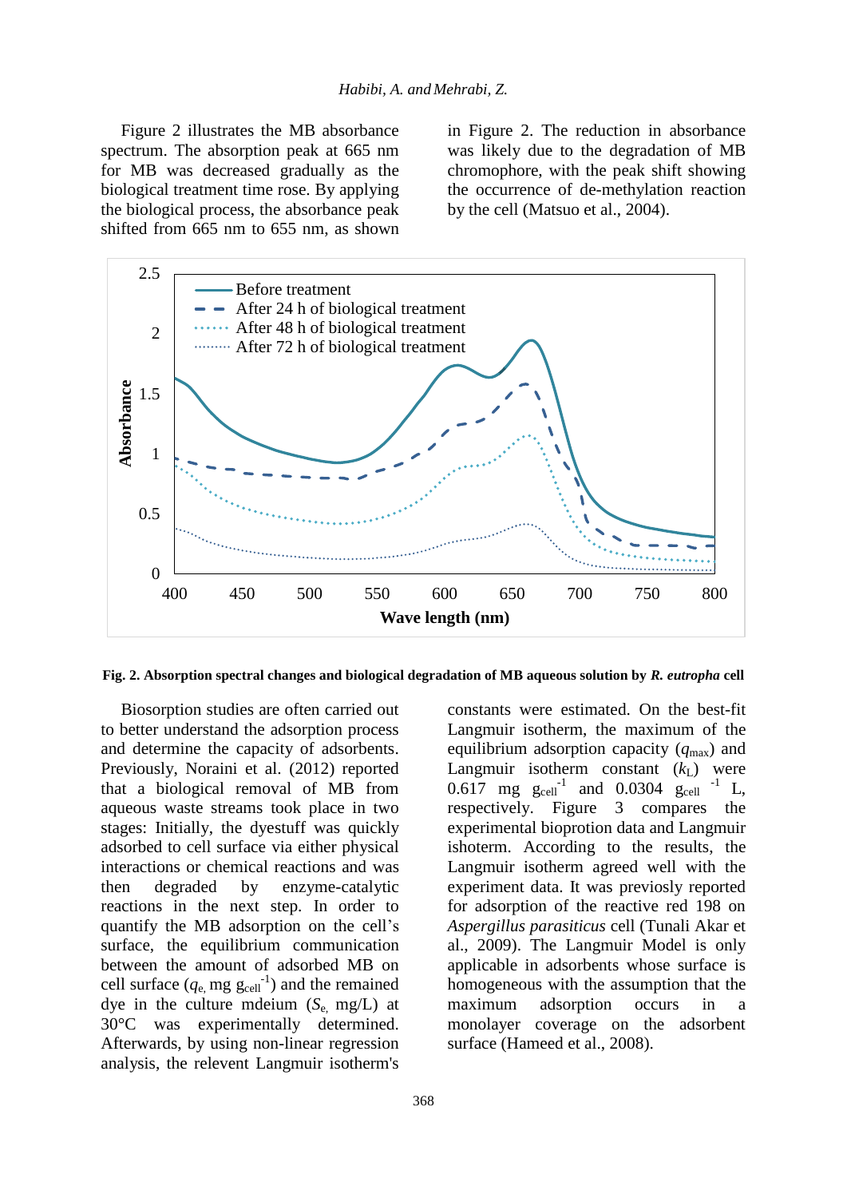Figure 2 illustrates the MB absorbance spectrum. The absorption peak at 665 nm for MB was decreased gradually as the biological treatment time rose. By applying the biological process, the absorbance peak shifted from 665 nm to 655 nm, as shown in Figure 2. The reduction in absorbance was likely due to the degradation of MB chromophore, with the peak shift showing the occurrence of de-methylation reaction by the cell (Matsuo et al., 2004).

**Fig. 2. Absorption spectral changes and biological degradation of MB aqueous solution by *R. eutropha* cell**

Biosorption studies are often carried out to better understand the adsorption process and determine the capacity of adsorbents. Previously, Noraini et al. (2012) reported that a biological removal of MB from aqueous waste streams took place in two stages: Initially, the dyestuff was quickly adsorbed to cell surface via either physical interactions or chemical reactions and was then degraded by enzyme-catalytic reactions in the next step. In order to quantify the MB adsorption on the cell's surface, the equilibrium communication between the amount of adsorbed MB on cell surface ($q_e$, mg $g_{cell}^{-1}$) and the remained dye in the culture mdeium ($S_e$, mg/L) at 30°C was experimentally determined. Afterwards, by using non-linear regression analysis, the relevent Langmuir isotherm's constants were estimated. On the best-fit Langmuir isotherm, the maximum of the equilibrium adsorption capacity ($q_{max}$) and Langmuir isotherm constant ($k_L$) were 0.617 mg $g_{cell}^{-1}$ and 0.0304 $g_{cell}^{-1}$ L, respectively. Figure 3 compares the experimental bioprotion data and Langmuir ishoterm. According to the results, the Langmuir isotherm agreed well with the experiment data. It was previosly reported for adsorption of the reactive red 198 on *Aspergillus parasiticus* cell (Tunali Akar et al., 2009). The Langmuir Model is only applicable in adsorbents whose surface is homogeneous with the assumption that the maximum adsorption occurs in a monolayer coverage on the adsorbent surface (Hameed et al., 2008).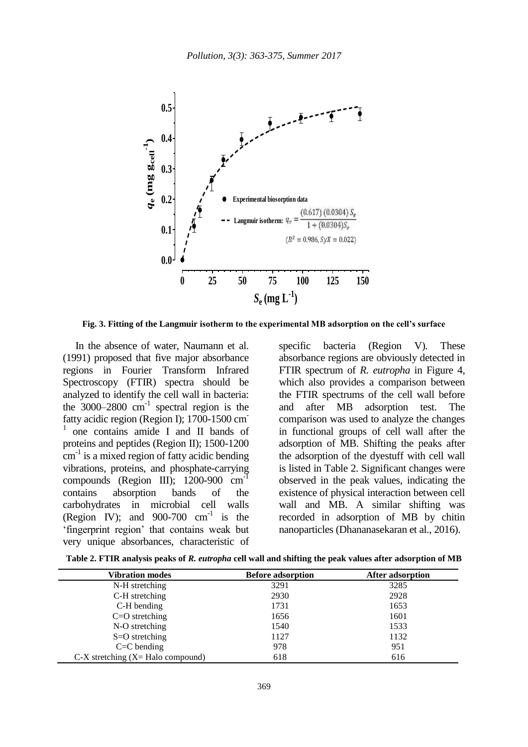**Fig. 3. Fitting of the Langmuir isotherm to the experimental MB adsorption on the cell's surface**

In the absence of water, Naumann et al. (1991) proposed that five major absorbance regions in Fourier Transform Infrared Spectroscopy (FTIR) spectra should be analyzed to identify the cell wall in bacteria: the 3000–2800 $cm^{-1}$ spectral region is the fatty acidic region (Region I); 1700-1500 $cm^{-1}$ one contains amide I and II bands of proteins and peptides (Region II); 1500-1200 $cm^{-1}$ is a mixed region of fatty acidic bending vibrations, proteins, and phosphate-carrying compounds (Region III); 1200-900 $cm^{-1}$ contains absorption bands of the carbohydrates in microbial cell walls (Region IV); and 900-700 $cm^{-1}$ is the 'fingerprint region' that contains weak but very unique absorbances, characteristic of specific bacteria (Region V). These absorbance regions are obviously detected in FTIR spectrum of *R. eutropha* in Figure 4, which also provides a comparison between the FTIR spectrums of the cell wall before and after MB adsorption test. The comparison was used to analyze the changes in functional groups of cell wall after the adsorption of MB. Shifting the peaks after the adsorption of the dyestuff with cell wall is listed in Table 2. Significant changes were observed in the peak values, indicating the existence of physical interaction between cell wall and MB. A similar shifting was recorded in adsorption of MB by chitin nanoparticles (Dhananasekaran et al., 2016).

**Table 2. FTIR analysis peaks of *R. eutropha* cell wall and shifting the peak values after adsorption of MB**

| Vibration modes | Before adsorption | After adsorption |
|---|---|---|
| N-H stretching | 3291 | 3285 |
| C-H stretching | 2930 | 2928 |
| C-H bending | 1731 | 1653 |
| C=O stretching | 1656 | 1601 |
| N-O stretching | 1540 | 1533 |
| S=O stretching | 1127 | 1132 |
| C=C bending | 978 | 951 |
| C-X stretching (X= Halo compound) | 618 | 616 |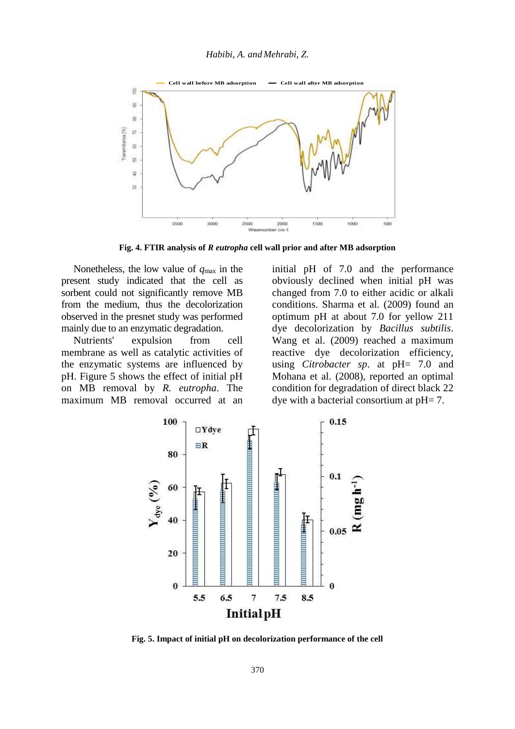**Fig. 4. FTIR analysis of *R eutropha* cell wall prior and after MB adsorption**

Nonetheless, the low value of $q_{max}$ in the present study indicated that the cell as sorbent could not significantly remove MB from the medium, thus the decolorization observed in the presnet study was performed mainly due to an enzymatic degradation.

Nutrients' expulsion from cell membrane as well as catalytic activities of the enzymatic systems are influenced by pH. Figure 5 shows the effect of initial pH on MB removal by *R. eutropha*. The maximum MB removal occurred at an initial pH of 7.0 and the performance obviously declined when initial pH was changed from 7.0 to either acidic or alkali conditions. Sharma et al. (2009) found an optimum pH at about 7.0 for yellow 211 dye decolorization by *Bacillus subtilis*. Wang et al. (2009) reached a maximum reactive dye decolorization efficiency, using *Citrobacter sp*. at pH= 7.0 and Mohana et al. (2008), reported an optimal condition for degradation of direct black 22 dye with a bacterial consortium at pH= 7.

**Fig. 5. Impact of initial pH on decolorization performance of the cell**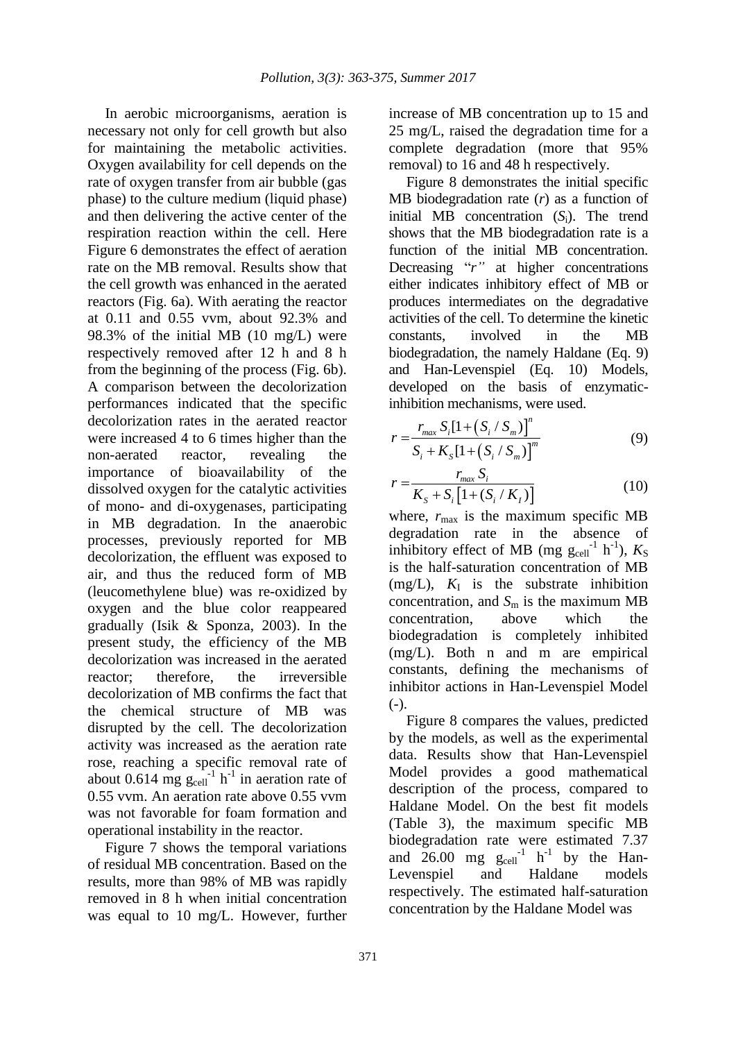In aerobic microorganisms, aeration is necessary not only for cell growth but also for maintaining the metabolic activities. Oxygen availability for cell depends on the rate of oxygen transfer from air bubble (gas phase) to the culture medium (liquid phase) and then delivering the active center of the respiration reaction within the cell. Here Figure 6 demonstrates the effect of aeration rate on the MB removal. Results show that the cell growth was enhanced in the aerated reactors (Fig. 6a). With aerating the reactor at 0.11 and 0.55 vvm, about 92.3% and 98.3% of the initial MB (10 mg/L) were respectively removed after 12 h and 8 h from the beginning of the process (Fig. 6b). A comparison between the decolorization performances indicated that the specific decolorization rates in the aerated reactor were increased 4 to 6 times higher than the non-aerated reactor, revealing the importance of bioavailability of the dissolved oxygen for the catalytic activities of mono- and di-oxygenases, participating in MB degradation. In the anaerobic processes, previously reported for MB decolorization, the effluent was exposed to air, and thus the reduced form of MB (leucomethylene blue) was re-oxidized by oxygen and the blue color reappeared gradually (Isik & Sponza, 2003). In the present study, the efficiency of the MB decolorization was increased in the aerated reactor; therefore, the irreversible decolorization of MB confirms the fact that the chemical structure of MB was disrupted by the cell. The decolorization activity was increased as the aeration rate rose, reaching a specific removal rate of about 0.614 mg $g_{cell}^{-1}$ $h^{-1}$ in aeration rate of 0.55 vvm. An aeration rate above 0.55 vvm was not favorable for foam formation and operational instability in the reactor.

Figure 7 shows the temporal variations of residual MB concentration. Based on the results, more than 98% of MB was rapidly removed in 8 h when initial concentration was equal to 10 mg/L. However, further increase of MB concentration up to 15 and 25 mg/L, raised the degradation time for a complete degradation (more that 95% removal) to 16 and 48 h respectively.

Figure 8 demonstrates the initial specific MB biodegradation rate ($r$) as a function of initial MB concentration ($S_i$). The trend shows that the MB biodegradation rate is a function of the initial MB concentration. Decreasing "$r$" at higher concentrations either indicates inhibitory effect of MB or produces intermediates on the degradative activities of the cell. To determine the kinetic constants, involved in the MB biodegradation, the namely Haldane (Eq. 9) and Han-Levenspiel (Eq. 10) Models, developed on the basis of enzymatic-inhibition mechanisms, were used.

$$r = \frac{r_{max}\, S_i [1+(S_i/S_m)]^n}{S_i + K_S [1+(S_i/S_m)]^m} \quad (9)$$

$$r = \frac{r_{max}\, S_i}{K_S + S_i[1+(S_i/K_I)]} \quad (10)$$

where, $r_{max}$ is the maximum specific MB degradation rate in the absence of inhibitory effect of MB (mg $g_{cell}^{-1}$ $h^{-1}$), $K_S$ is the half-saturation concentration of MB (mg/L), $K_I$ is the substrate inhibition concentration, and $S_m$ is the maximum MB concentration, above which the biodegradation is completely inhibited (mg/L). Both n and m are empirical constants, defining the mechanisms of inhibitor actions in Han-Levenspiel Model (-).

Figure 8 compares the values, predicted by the models, as well as the experimental data. Results show that Han-Levenspiel Model provides a good mathematical description of the process, compared to Haldane Model. On the best fit models (Table 3), the maximum specific MB biodegradation rate were estimated 7.37 and 26.00 mg $g_{cell}^{-1}$ $h^{-1}$ by the Han-Levenspiel and Haldane models respectively. The estimated half-saturation concentration by the Haldane Model was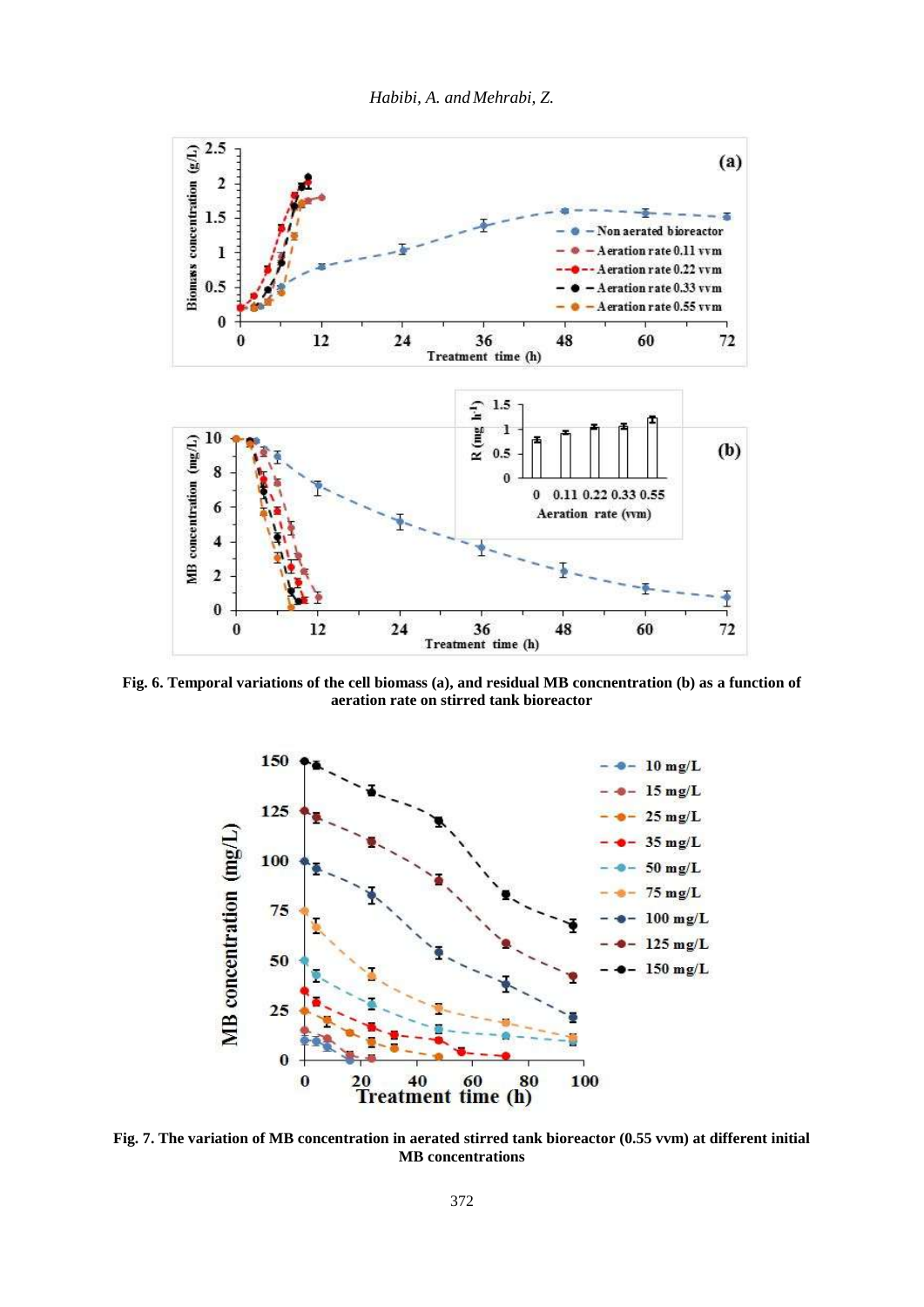**Fig. 6. Temporal variations of the cell biomass (a), and residual MB concnentration (b) as a function of aeration rate on stirred tank bioreactor**

**Fig. 7. The variation of MB concentration in aerated stirred tank bioreactor (0.55 vvm) at different initial MB concentrations**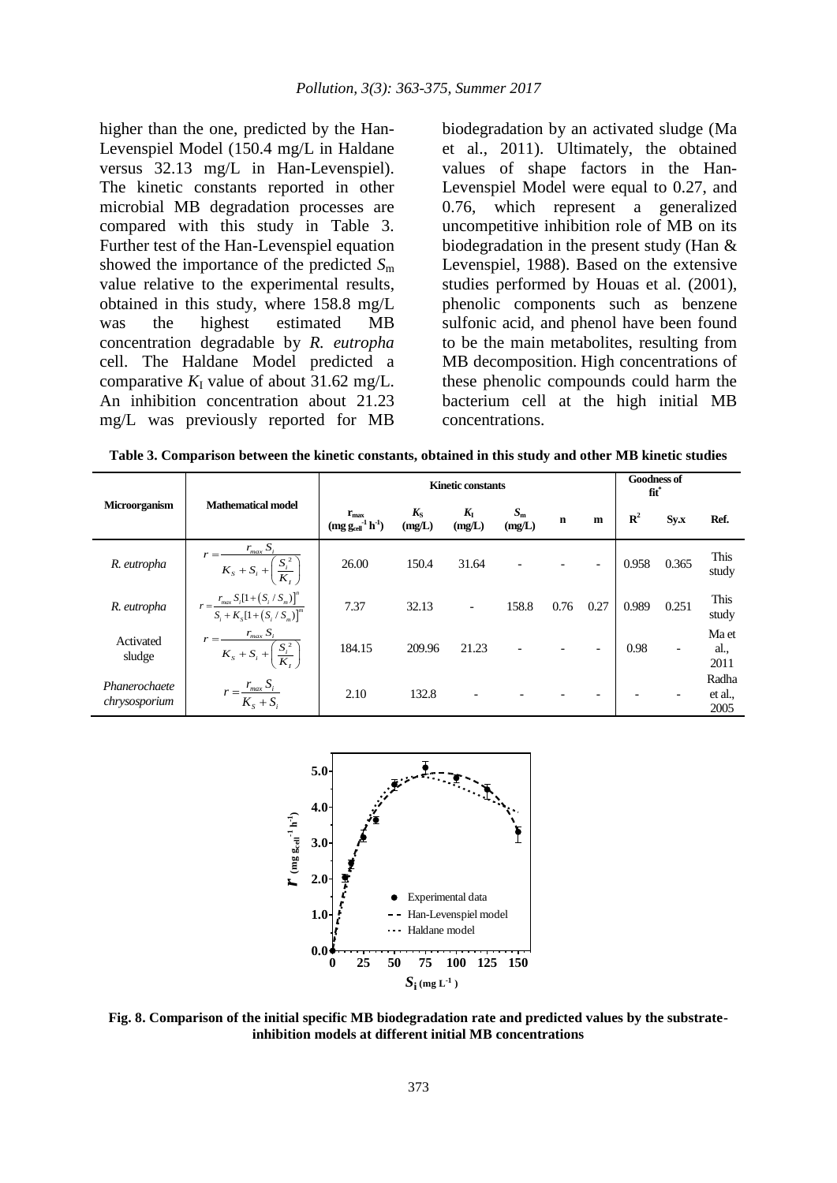higher than the one, predicted by the Han-Levenspiel Model (150.4 mg/L in Haldane versus 32.13 mg/L in Han-Levenspiel). The kinetic constants reported in other microbial MB degradation processes are compared with this study in Table 3. Further test of the Han-Levenspiel equation showed the importance of the predicted $S_m$ value relative to the experimental results, obtained in this study, where 158.8 mg/L was the highest estimated MB concentration degradable by *R. eutropha* cell. The Haldane Model predicted a comparative $K_I$ value of about 31.62 mg/L. An inhibition concentration about 21.23 mg/L was previously reported for MB biodegradation by an activated sludge (Ma et al., 2011). Ultimately, the obtained values of shape factors in the Han-Levenspiel Model were equal to 0.27, and 0.76, which represent a generalized uncompetitive inhibition role of MB on its biodegradation in the present study (Han & Levenspiel, 1988). Based on the extensive studies performed by Houas et al. (2001), phenolic components such as benzene sulfonic acid, and phenol have been found to be the main metabolites, resulting from MB decomposition. High concentrations of these phenolic compounds could harm the bacterium cell at the high initial MB concentrations.

**Table 3. Comparison between the kinetic constants, obtained in this study and other MB kinetic studies**

| Microorganism | Mathematical model | Kinetic constants | | | | | | Goodness of fit* | | Ref. |
|---|---|---|---|---|---|---|---|---|---|---|
| | | $r_{max}$ ($mg\ g_{cell}^{-1}\ h^{-1}$) | $K_S$ (mg/L) | $K_I$ (mg/L) | $S_m$ (mg/L) | n | m | $R^2$ | Sy.x | |
| *R. eutropha* | $r = \dfrac{r_{max} S_i}{K_S + S_i + \left(\dfrac{S_i^2}{K_I}\right)}$ | 26.00 | 150.4 | 31.64 | - | - | - | 0.958 | 0.365 | This study |
| *R. eutropha* | $r = \dfrac{r_{max} S_i[1+(S_i/S_m)]^n}{S_i + K_S[1+(S_i/S_m)]^m}$ | 7.37 | 32.13 | - | 158.8 | 0.76 | 0.27 | 0.989 | 0.251 | This study |
| Activated sludge | $r = \dfrac{r_{max} S_i}{K_S + S_i + \left(\dfrac{S_i^2}{K_I}\right)}$ | 184.15 | 209.96 | 21.23 | - | - | - | 0.98 | - | Ma et al., 2011 |
| *Phanerochaete chrysosporium* | $r = \dfrac{r_{max} S_i}{K_S + S_i}$ | 2.10 | 132.8 | - | - | - | - | - | - | Radha et al., 2005 |

**Fig. 8. Comparison of the initial specific MB biodegradation rate and predicted values by the substrate-inhibition models at different initial MB concentrations**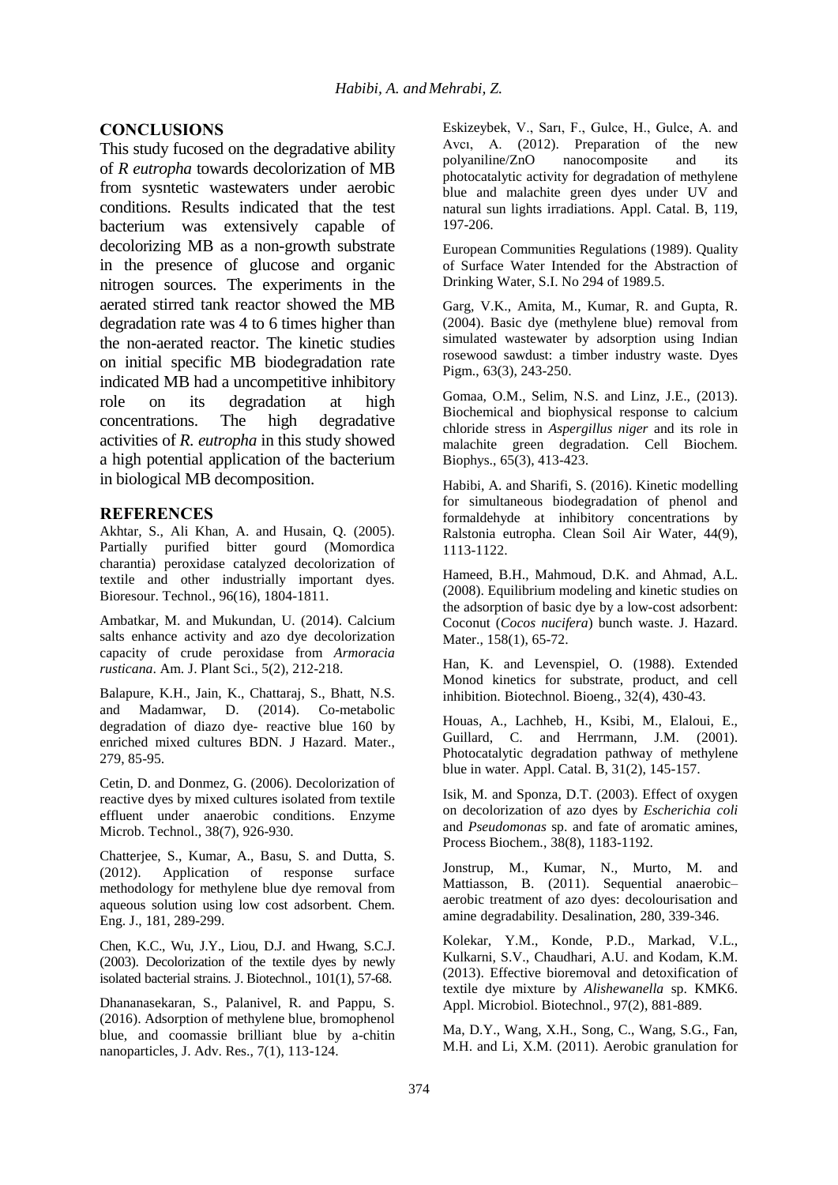## CONCLUSIONS

This study fucosed on the degradative ability of *R eutropha* towards decolorization of MB from sysntetic wastewaters under aerobic conditions. Results indicated that the test bacterium was extensively capable of decolorizing MB as a non-growth substrate in the presence of glucose and organic nitrogen sources. The experiments in the aerated stirred tank reactor showed the MB degradation rate was 4 to 6 times higher than the non-aerated reactor. The kinetic studies on initial specific MB biodegradation rate indicated MB had a uncompetitive inhibitory role on its degradation at high concentrations. The high degradative activities of *R. eutropha* in this study showed a high potential application of the bacterium in biological MB decomposition.

## REFERENCES

Akhtar, S., Ali Khan, A. and Husain, Q. (2005). Partially purified bitter gourd (Momordica charantia) peroxidase catalyzed decolorization of textile and other industrially important dyes. Bioresour. Technol., 96(16), 1804-1811.

Ambatkar, M. and Mukundan, U. (2014). Calcium salts enhance activity and azo dye decolorization capacity of crude peroxidase from *Armoracia rusticana*. Am. J. Plant Sci., 5(2), 212-218.

Balapure, K.H., Jain, K., Chattaraj, S., Bhatt, N.S. and Madamwar, D. (2014). Co-metabolic degradation of diazo dye- reactive blue 160 by enriched mixed cultures BDN. J Hazard. Mater., 279, 85-95.

Cetin, D. and Donmez, G. (2006). Decolorization of reactive dyes by mixed cultures isolated from textile effluent under anaerobic conditions. Enzyme Microb. Technol., 38(7), 926-930.

Chatterjee, S., Kumar, A., Basu, S. and Dutta, S. (2012). Application of response surface methodology for methylene blue dye removal from aqueous solution using low cost adsorbent. Chem. Eng. J., 181, 289-299.

Chen, K.C., Wu, J.Y., Liou, D.J. and Hwang, S.C.J. (2003). Decolorization of the textile dyes by newly isolated bacterial strains. J. Biotechnol., 101(1), 57-68.

Dhananasekaran, S., Palanivel, R. and Pappu, S. (2016). Adsorption of methylene blue, bromophenol blue, and coomassie brilliant blue by a-chitin nanoparticles, J. Adv. Res., 7(1), 113-124.

Eskizeybek, V., Sarı, F., Gulce, H., Gulce, A. and Avcı, A. (2012). Preparation of the new polyaniline/ZnO nanocomposite and its photocatalytic activity for degradation of methylene blue and malachite green dyes under UV and natural sun lights irradiations. Appl. Catal. B, 119, 197-206.

European Communities Regulations (1989). Quality of Surface Water Intended for the Abstraction of Drinking Water, S.I. No 294 of 1989.5.

Garg, V.K., Amita, M., Kumar, R. and Gupta, R. (2004). Basic dye (methylene blue) removal from simulated wastewater by adsorption using Indian rosewood sawdust: a timber industry waste. Dyes Pigm., 63(3), 243-250.

Gomaa, O.M., Selim, N.S. and Linz, J.E., (2013). Biochemical and biophysical response to calcium chloride stress in *Aspergillus niger* and its role in malachite green degradation. Cell Biochem. Biophys., 65(3), 413-423.

Habibi, A. and Sharifi, S. (2016). Kinetic modelling for simultaneous biodegradation of phenol and formaldehyde at inhibitory concentrations by Ralstonia eutropha. Clean Soil Air Water, 44(9), 1113-1122.

Hameed, B.H., Mahmoud, D.K. and Ahmad, A.L. (2008). Equilibrium modeling and kinetic studies on the adsorption of basic dye by a low-cost adsorbent: Coconut (*Cocos nucifera*) bunch waste. J. Hazard. Mater., 158(1), 65-72.

Han, K. and Levenspiel, O. (1988). Extended Monod kinetics for substrate, product, and cell inhibition. Biotechnol. Bioeng., 32(4), 430-43.

Houas, A., Lachheb, H., Ksibi, M., Elaloui, E., Guillard, C. and Herrmann, J.M. (2001). Photocatalytic degradation pathway of methylene blue in water. Appl. Catal. B, 31(2), 145-157.

Isik, M. and Sponza, D.T. (2003). Effect of oxygen on decolorization of azo dyes by *Escherichia coli* and *Pseudomonas* sp. and fate of aromatic amines, Process Biochem., 38(8), 1183-1192.

Jonstrup, M., Kumar, N., Murto, M. and Mattiasson, B. (2011). Sequential anaerobic–aerobic treatment of azo dyes: decolourisation and amine degradability. Desalination, 280, 339-346.

Kolekar, Y.M., Konde, P.D., Markad, V.L., Kulkarni, S.V., Chaudhari, A.U. and Kodam, K.M. (2013). Effective bioremoval and detoxification of textile dye mixture by *Alishewanella* sp. KMK6. Appl. Microbiol. Biotechnol., 97(2), 881-889.

Ma, D.Y., Wang, X.H., Song, C., Wang, S.G., Fan, M.H. and Li, X.M. (2011). Aerobic granulation for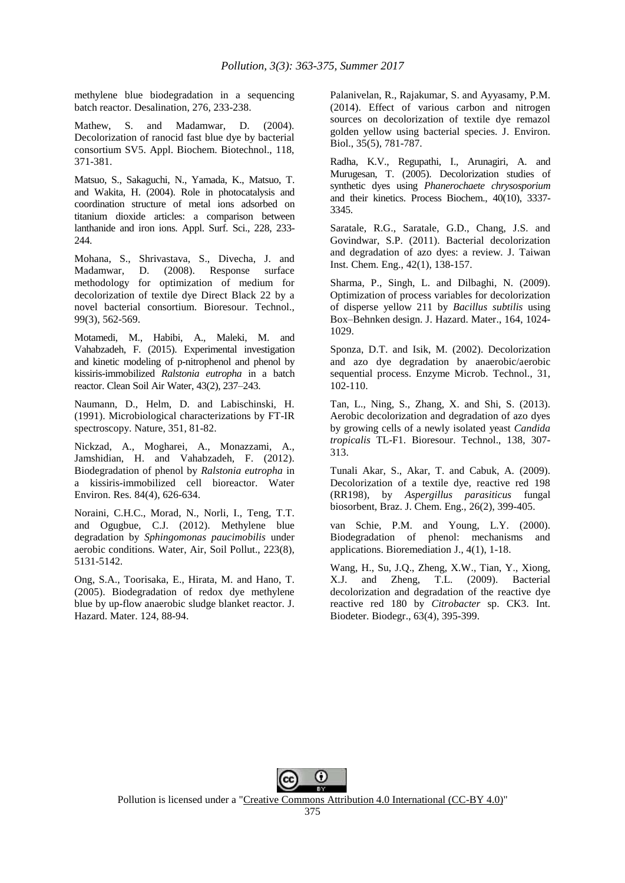methylene blue biodegradation in a sequencing batch reactor. Desalination, 276, 233-238.

Mathew, S. and Madamwar, D. (2004). Decolorization of ranocid fast blue dye by bacterial consortium SV5. Appl. Biochem. Biotechnol., 118, 371-381.

Matsuo, S., Sakaguchi, N., Yamada, K., Matsuo, T. and Wakita, H. (2004). Role in photocatalysis and coordination structure of metal ions adsorbed on titanium dioxide articles: a comparison between lanthanide and iron ions. Appl. Surf. Sci., 228, 233-244.

Mohana, S., Shrivastava, S., Divecha, J. and Madamwar, D. (2008). Response surface methodology for optimization of medium for decolorization of textile dye Direct Black 22 by a novel bacterial consortium. Bioresour. Technol., 99(3), 562-569.

Motamedi, M., Habibi, A., Maleki, M. and Vahabzadeh, F. (2015). Experimental investigation and kinetic modeling of p-nitrophenol and phenol by kissiris-immobilized *Ralstonia eutropha* in a batch reactor. Clean Soil Air Water, 43(2), 237–243.

Naumann, D., Helm, D. and Labischinski, H. (1991). Microbiological characterizations by FT-IR spectroscopy. Nature, 351, 81-82.

Nickzad, A., Mogharei, A., Monazzami, A., Jamshidian, H. and Vahabzadeh, F. (2012). Biodegradation of phenol by *Ralstonia eutropha* in a kissiris-immobilized cell bioreactor. Water Environ. Res. 84(4), 626-634.

Noraini, C.H.C., Morad, N., Norli, I., Teng, T.T. and Ogugbue, C.J. (2012). Methylene blue degradation by *Sphingomonas paucimobilis* under aerobic conditions. Water, Air, Soil Pollut., 223(8), 5131-5142.

Ong, S.A., Toorisaka, E., Hirata, M. and Hano, T. (2005). Biodegradation of redox dye methylene blue by up-flow anaerobic sludge blanket reactor. J. Hazard. Mater. 124, 88-94.

Palanivelan, R., Rajakumar, S. and Ayyasamy, P.M. (2014). Effect of various carbon and nitrogen sources on decolorization of textile dye remazol golden yellow using bacterial species. J. Environ. Biol., 35(5), 781-787.

Radha, K.V., Regupathi, I., Arunagiri, A. and Murugesan, T. (2005). Decolorization studies of synthetic dyes using *Phanerochaete chrysosporium* and their kinetics. Process Biochem., 40(10), 3337-3345.

Saratale, R.G., Saratale, G.D., Chang, J.S. and Govindwar, S.P. (2011). Bacterial decolorization and degradation of azo dyes: a review. J. Taiwan Inst. Chem. Eng., 42(1), 138-157.

Sharma, P., Singh, L. and Dilbaghi, N. (2009). Optimization of process variables for decolorization of disperse yellow 211 by *Bacillus subtilis* using Box–Behnken design. J. Hazard. Mater., 164, 1024-1029.

Sponza, D.T. and Isik, M. (2002). Decolorization and azo dye degradation by anaerobic/aerobic sequential process. Enzyme Microb. Technol., 31, 102-110.

Tan, L., Ning, S., Zhang, X. and Shi, S. (2013). Aerobic decolorization and degradation of azo dyes by growing cells of a newly isolated yeast *Candida tropicalis* TL-F1. Bioresour. Technol., 138, 307-313.

Tunali Akar, S., Akar, T. and Cabuk, A. (2009). Decolorization of a textile dye, reactive red 198 (RR198), by *Aspergillus parasiticus* fungal biosorbent, Braz. J. Chem. Eng., 26(2), 399-405.

van Schie, P.M. and Young, L.Y. (2000). Biodegradation of phenol: mechanisms and applications. Bioremediation J., 4(1), 1-18.

Wang, H., Su, J.Q., Zheng, X.W., Tian, Y., Xiong, X.J. and Zheng, T.L. (2009). Bacterial decolorization and degradation of the reactive dye reactive red 180 by *Citrobacter* sp. CK3. Int. Biodeter. Biodegr., 63(4), 395-399.

Pollution is licensed under a "Creative Commons Attribution 4.0 International (CC-BY 4.0)"